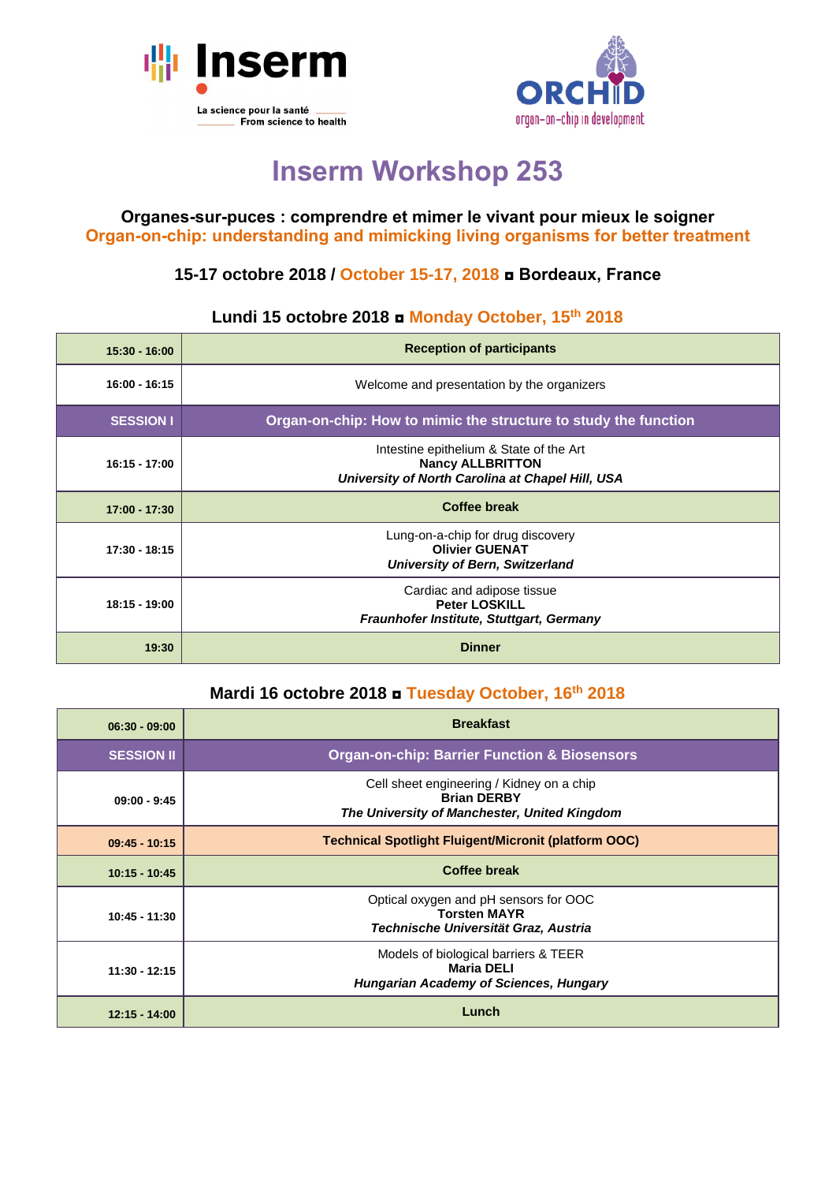Inserm

La science pour la santé
From science to health

ORCHID
organ-on-chip in development

# Inserm Workshop 253

### Organes-sur-puces : comprendre et mimer le vivant pour mieux le soigner
### Organ-on-chip: understanding and mimicking living organisms for better treatment

### 15-17 octobre 2018 / October 15-17, 2018 ◘ Bordeaux, France

## Lundi 15 octobre 2018 ◘ Monday October, 15th 2018

| Time | Program |
|---|---|
| 15:30 - 16:00 | **Reception of participants** |
| 16:00 - 16:15 | Welcome and presentation by the organizers |
| **SESSION I** | **Organ-on-chip: How to mimic the structure to study the function** |
| 16:15 - 17:00 | Intestine epithelium & State of the Art<br>**Nancy ALLBRITTON**<br>***University of North Carolina at Chapel Hill, USA*** |
| 17:00 - 17:30 | **Coffee break** |
| 17:30 - 18:15 | Lung-on-a-chip for drug discovery<br>**Olivier GUENAT**<br>***University of Bern, Switzerland*** |
| 18:15 - 19:00 | Cardiac and adipose tissue<br>**Peter LOSKILL**<br>***Fraunhofer Institute, Stuttgart, Germany*** |
| 19:30 | **Dinner** |

## Mardi 16 octobre 2018 ◘ Tuesday October, 16th 2018

| Time | Program |
|---|---|
| 06:30 - 09:00 | **Breakfast** |
| **SESSION II** | **Organ-on-chip: Barrier Function & Biosensors** |
| 09:00 - 9:45 | Cell sheet engineering / Kidney on a chip<br>**Brian DERBY**<br>***The University of Manchester, United Kingdom*** |
| 09:45 - 10:15 | **Technical Spotlight Fluigent/Micronit (platform OOC)** |
| 10:15 - 10:45 | **Coffee break** |
| 10:45 - 11:30 | Optical oxygen and pH sensors for OOC<br>**Torsten MAYR**<br>***Technische Universität Graz, Austria*** |
| 11:30 - 12:15 | Models of biological barriers & TEER<br>**Maria DELI**<br>***Hungarian Academy of Sciences, Hungary*** |
| 12:15 - 14:00 | **Lunch** |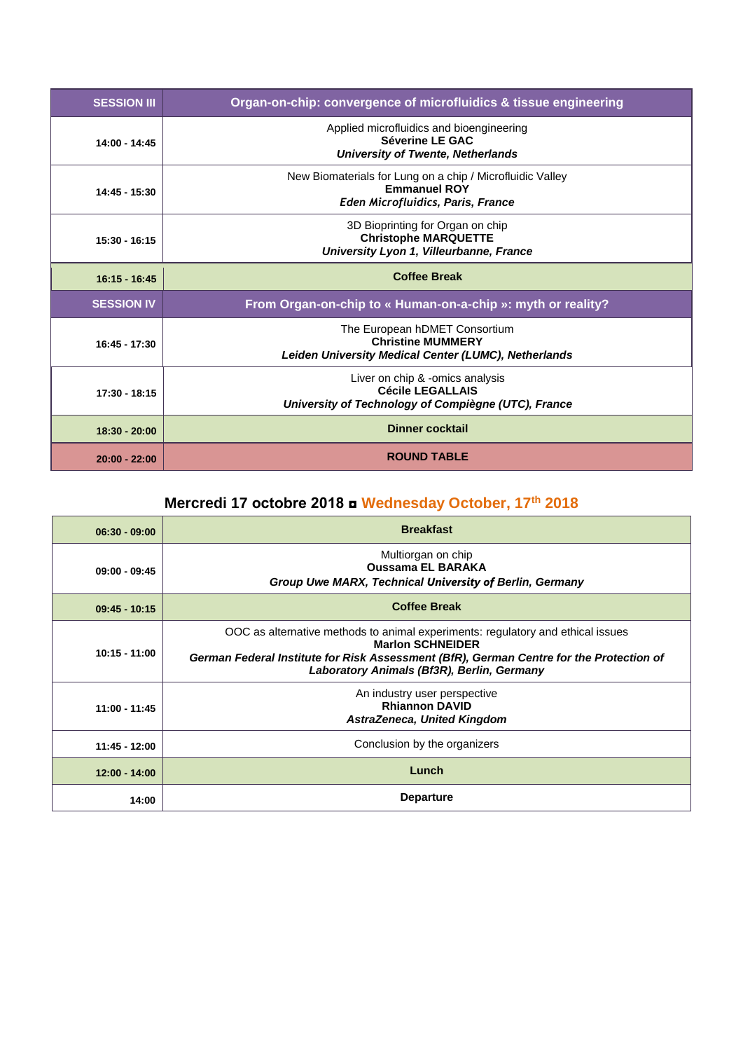| | |
|---|---|
| **SESSION III** | **Organ-on-chip: convergence of microfluidics & tissue engineering** |
| **14:00 - 14:45** | Applied microfluidics and bioengineering<br>**Séverine LE GAC**<br>***University of Twente, Netherlands*** |
| **14:45 - 15:30** | New Biomaterials for Lung on a chip / Microfluidic Valley<br>**Emmanuel ROY**<br>***Eden Microfluidics, Paris, France*** |
| **15:30 - 16:15** | 3D Bioprinting for Organ on chip<br>**Christophe MARQUETTE**<br>***University Lyon 1, Villeurbanne, France*** |
| **16:15 - 16:45** | **Coffee Break** |
| **SESSION IV** | **From Organ-on-chip to « Human-on-a-chip »: myth or reality?** |
| **16:45 - 17:30** | The European hDMET Consortium<br>**Christine MUMMERY**<br>***Leiden University Medical Center (LUMC), Netherlands*** |
| **17:30 - 18:15** | Liver on chip & -omics analysis<br>**Cécile LEGALLAIS**<br>***University of Technology of Compiègne (UTC), France*** |
| **18:30 - 20:00** | **Dinner cocktail** |
| **20:00 - 22:00** | **ROUND TABLE** |

## Mercredi 17 octobre 2018 ◘ Wednesday October, 17th 2018

| | |
|---|---|
| **06:30 - 09:00** | **Breakfast** |
| **09:00 - 09:45** | Multiorgan on chip<br>**Oussama EL BARAKA**<br>***Group Uwe MARX, Technical University of Berlin, Germany*** |
| **09:45 - 10:15** | **Coffee Break** |
| **10:15 - 11:00** | OOC as alternative methods to animal experiments: regulatory and ethical issues<br>**Marlon SCHNEIDER**<br>***German Federal Institute for Risk Assessment (BfR), German Centre for the Protection of Laboratory Animals (Bf3R), Berlin, Germany*** |
| **11:00 - 11:45** | An industry user perspective<br>**Rhiannon DAVID**<br>***AstraZeneca, United Kingdom*** |
| **11:45 - 12:00** | Conclusion by the organizers |
| **12:00 - 14:00** | **Lunch** |
| **14:00** | **Departure** |